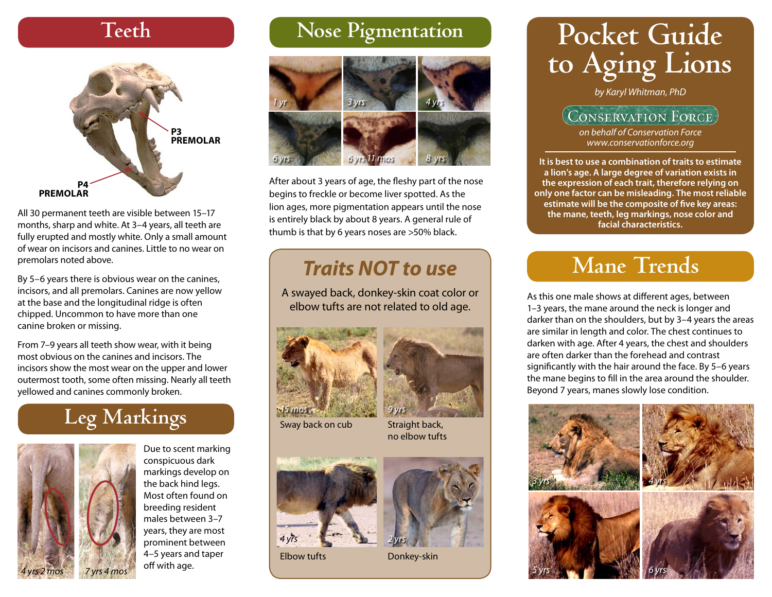## Teeth

P3
PREMOLAR

P4
PREMOLAR

All 30 permanent teeth are visible between 15–17 months, sharp and white. At 3–4 years, all teeth are fully erupted and mostly white. Only a small amount of wear on incisors and canines. Little to no wear on premolars noted above.

By 5–6 years there is obvious wear on the canines, incisors, and all premolars. Canines are now yellow at the base and the longitudinal ridge is often chipped. Uncommon to have more than one canine broken or missing.

From 7–9 years all teeth show wear, with it being most obvious on the canines and incisors. The incisors show the most wear on the upper and lower outermost tooth, some often missing. Nearly all teeth yellowed and canines commonly broken.

## Leg Markings

*4 yrs 2 mos*

*7 yrs 4 mos*

Due to scent marking conspicuous dark markings develop on the back hind legs. Most often found on breeding resident males between 3–7 years, they are most prominent between 4–5 years and taper off with age.

## Nose Pigmentation

*1 yr*

*3 yrs*

*4 yrs*

*6 yrs*

*6 yrs 11 mos*

*8 yrs*

After about 3 years of age, the fleshy part of the nose begins to freckle or become liver spotted. As the lion ages, more pigmentation appears until the nose is entirely black by about 8 years. A general rule of thumb is that by 6 years noses are >50% black.

## Traits NOT to use

A swayed back, donkey-skin coat color or elbow tufts are not related to old age.

*15 mos*

Sway back on cub

*9 yrs*

Straight back, no elbow tufts

*4 yrs*

Elbow tufts

*2 yrs*

Donkey-skin

# Pocket Guide to Aging Lions

*by Karyl Whitman, PhD*

CONSERVATION FORCE

*on behalf of Conservation Force*
*www.conservationforce.org*

**It is best to use a combination of traits to estimate a lion's age. A large degree of variation exists in the expression of each trait, therefore relying on only one factor can be misleading. The most reliable estimate will be the composite of five key areas: the mane, teeth, leg markings, nose color and facial characteristics.**

## Mane Trends

As this one male shows at different ages, between 1–3 years, the mane around the neck is longer and darker than on the shoulders, but by 3–4 years the areas are similar in length and color. The chest continues to darken with age. After 4 years, the chest and shoulders are often darker than the forehead and contrast significantly with the hair around the face. By 5–6 years the mane begins to fill in the area around the shoulder. Beyond 7 years, manes slowly lose condition.

*3 yrs*

*4 yrs*

*5 yrs*

*6 yrs*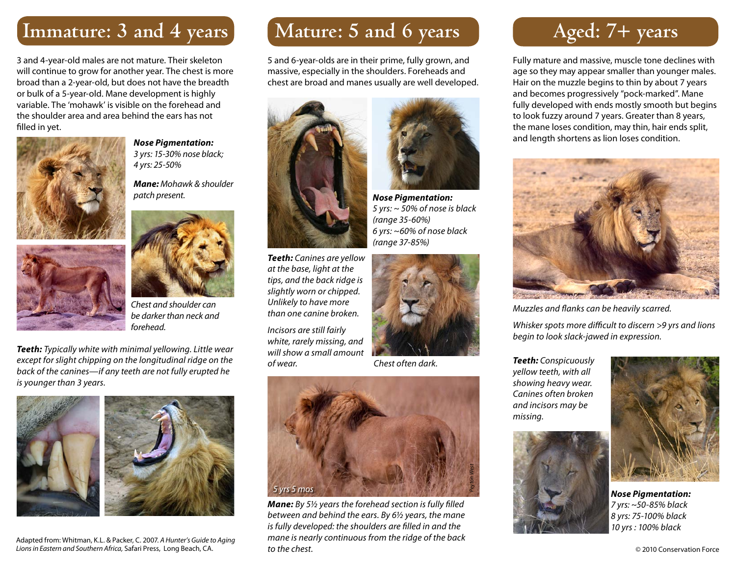# Immature: 3 and 4 years

3 and 4-year-old males are not mature. Their skeleton will continue to grow for another year. The chest is more broad than a 2-year-old, but does not have the breadth or bulk of a 5-year-old. Mane development is highly variable. The 'mohawk' is visible on the forehead and the shoulder area and area behind the ears has not filled in yet.

***Nose Pigmentation:***
*3 yrs: 15-30% nose black;*
*4 yrs: 25-50%*

***Mane:*** *Mohawk & shoulder patch present.*

*Chest and shoulder can be darker than neck and forehead.*

***Teeth:*** *Typically white with minimal yellowing. Little wear except for slight chipping on the longitudinal ridge on the back of the canines—if any teeth are not fully erupted he is younger than 3 years.*

Adapted from: Whitman, K.L. & Packer, C. 2007. *A Hunter's Guide to Aging Lions in Eastern and Southern Africa,* Safari Press, Long Beach, CA.

# Mature: 5 and 6 years

5 and 6-year-olds are in their prime, fully grown, and massive, especially in the shoulders. Foreheads and chest are broad and manes usually are well developed.

***Nose Pigmentation:***
*5 yrs: ~ 50% of nose is black (range 35-60%)*
*6 yrs: ~60% of nose black (range 37-85%)*

***Teeth:*** *Canines are yellow at the base, light at the tips, and the back ridge is slightly worn or chipped. Unlikely to have more than one canine broken.*

*Incisors are still fairly white, rarely missing, and will show a small amount of wear.*

*Chest often dark.*

*5 yrs 5 mos*

Peyton West

***Mane:*** *By 5½ years the forehead section is fully filled between and behind the ears. By 6½ years, the mane is fully developed: the shoulders are filled in and the mane is nearly continuous from the ridge of the back to the chest.*

# Aged: 7+ years

Fully mature and massive, muscle tone declines with age so they may appear smaller than younger males. Hair on the muzzle begins to thin by about 7 years and becomes progressively "pock-marked". Mane fully developed with ends mostly smooth but begins to look fuzzy around 7 years. Greater than 8 years, the mane loses condition, may thin, hair ends split, and length shortens as lion loses condition.

*Muzzles and flanks can be heavily scarred.*

*Whisker spots more difficult to discern >9 yrs and lions begin to look slack-jawed in expression.*

***Teeth:*** *Conspicuously yellow teeth, with all showing heavy wear. Canines often broken and incisors may be missing.*

***Nose Pigmentation:***
*7 yrs: ~50-85% black*
*8 yrs: 75-100% black*
*10 yrs : 100% black*

© 2010 Conservation Force